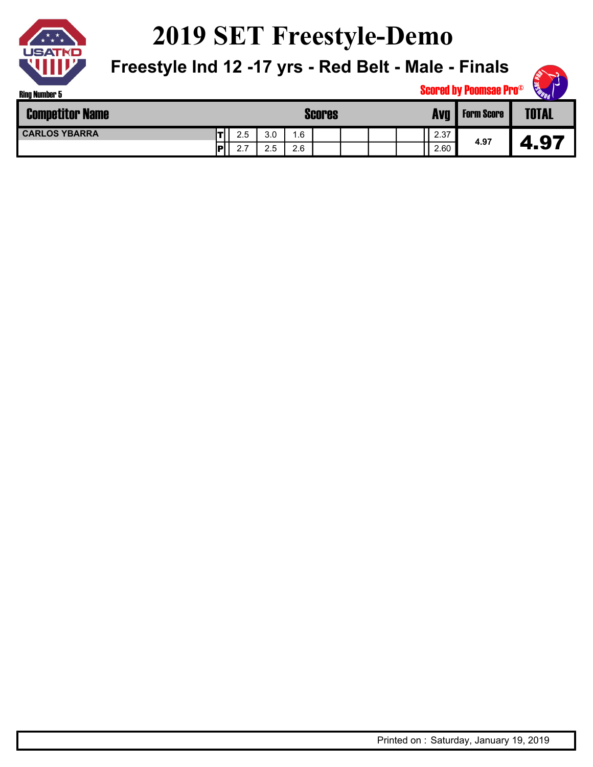# 2019 SET Freestyle-Demo

## Freestyle Ind 12 -17 yrs - Red Belt - Male - Finals

Ring Number 5

Scored by Poomsae Pro©

| Competitor Name | | Scores | | | | | | | Avg | Form Score | TOTAL |
|---|---|---|---|---|---|---|---|---|---|---|---|
| CARLOS YBARRA | T | 2.5 | 3.0 | 1.6 | | | | | 2.37 | 4.97 | 4.97 |
| | P | 2.7 | 2.5 | 2.6 | | | | | 2.60 | | |

Printed on : Saturday, January 19, 2019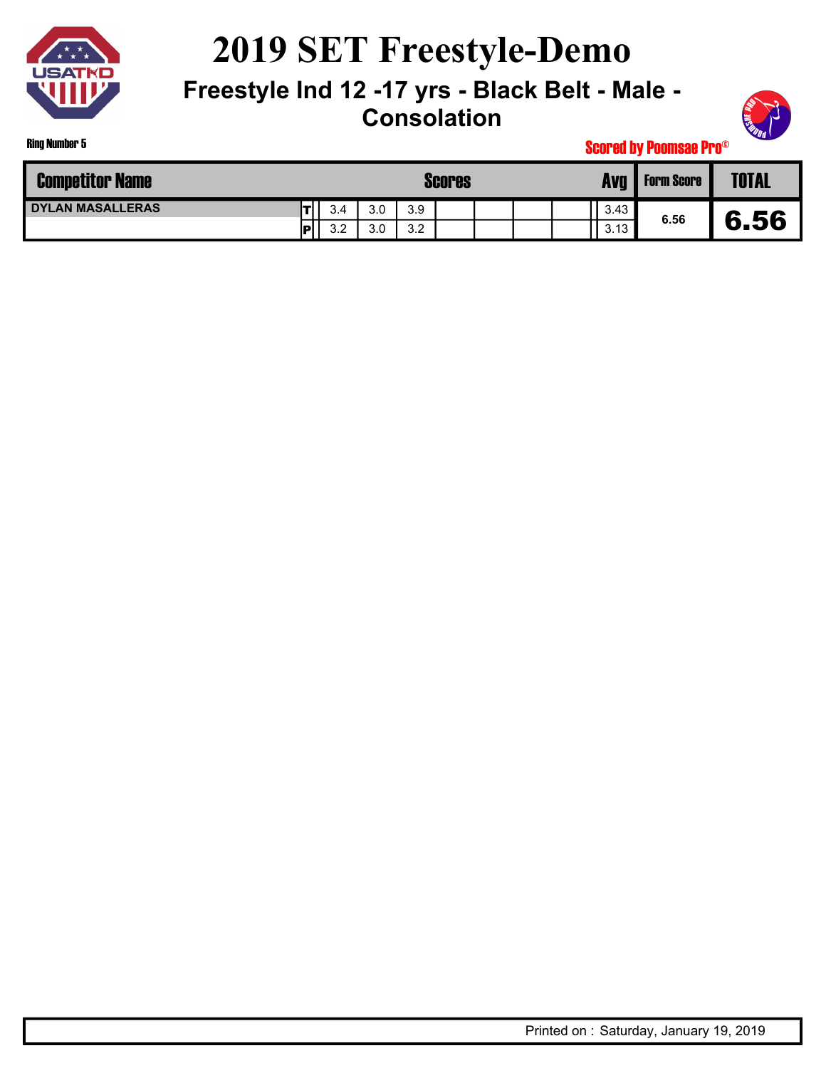# 2019 SET Freestyle-Demo

## Freestyle Ind 12 -17 yrs - Black Belt - Male - Consolation

Ring Number 5

Scored by Poomsae Pro©

| Competitor Name | | Scores | | | | | | | Avg | Form Score | TOTAL |
|---|---|---|---|---|---|---|---|---|---|---|---|
| DYLAN MASALLERAS | T | 3.4 | 3.0 | 3.9 | | | | | 3.43 | 6.56 | 6.56 |
| | P | 3.2 | 3.0 | 3.2 | | | | | 3.13 | | |

Printed on : Saturday, January 19, 2019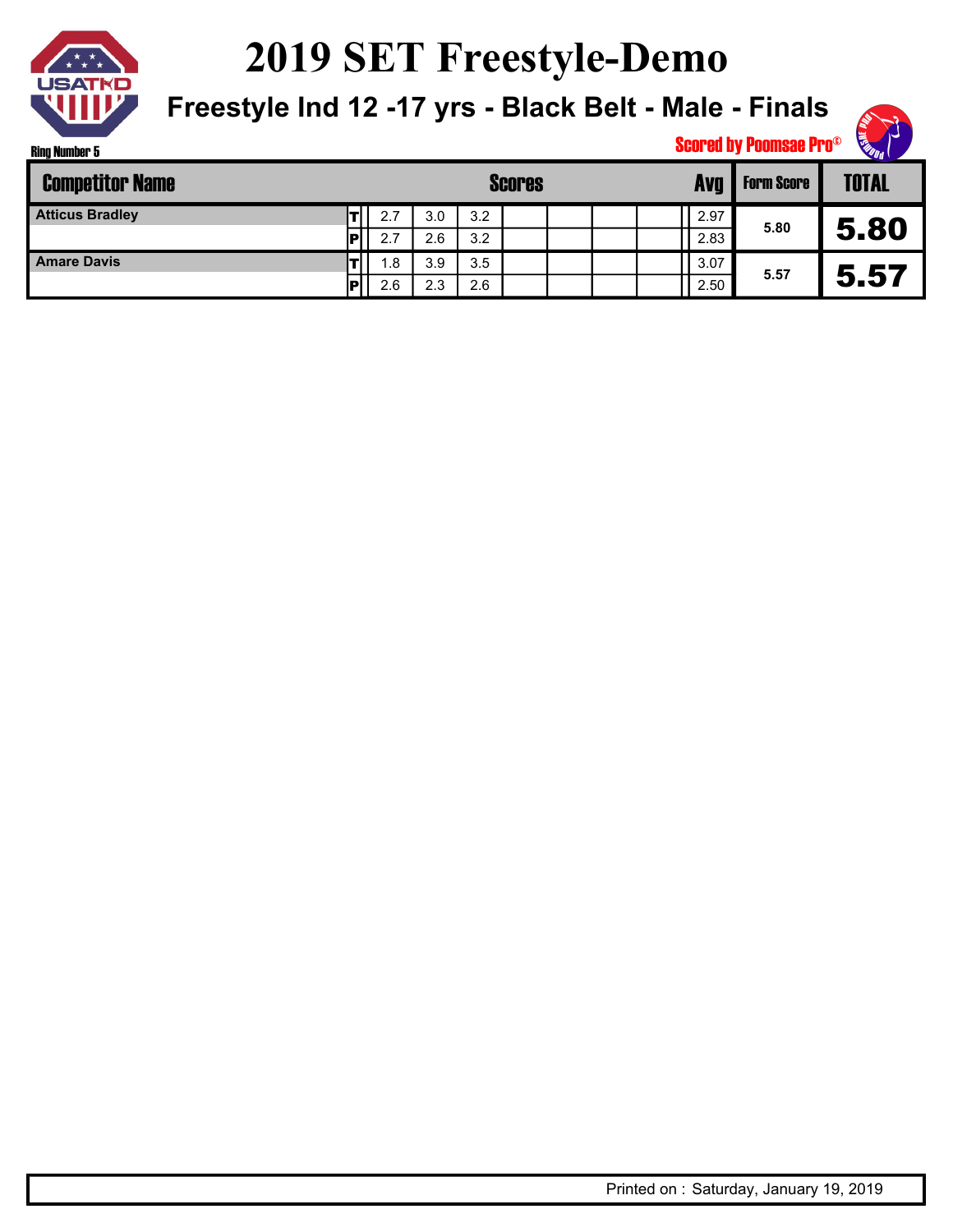# 2019 SET Freestyle-Demo

## Freestyle Ind 12 -17 yrs - Black Belt - Male - Finals

Ring Number 5

Scored by Poomsae Pro©

| Competitor Name | | Scores | | | | | | | Avg | Form Score | TOTAL |
|---|---|---|---|---|---|---|---|---|---|---|---|
| Atticus Bradley | T | 2.7 | 3.0 | 3.2 | | | | | 2.97 | 5.80 | 5.80 |
| | P | 2.7 | 2.6 | 3.2 | | | | | 2.83 | | |
| Amare Davis | T | 1.8 | 3.9 | 3.5 | | | | | 3.07 | 5.57 | 5.57 |
| | P | 2.6 | 2.3 | 2.6 | | | | | 2.50 | | |

Printed on : Saturday, January 19, 2019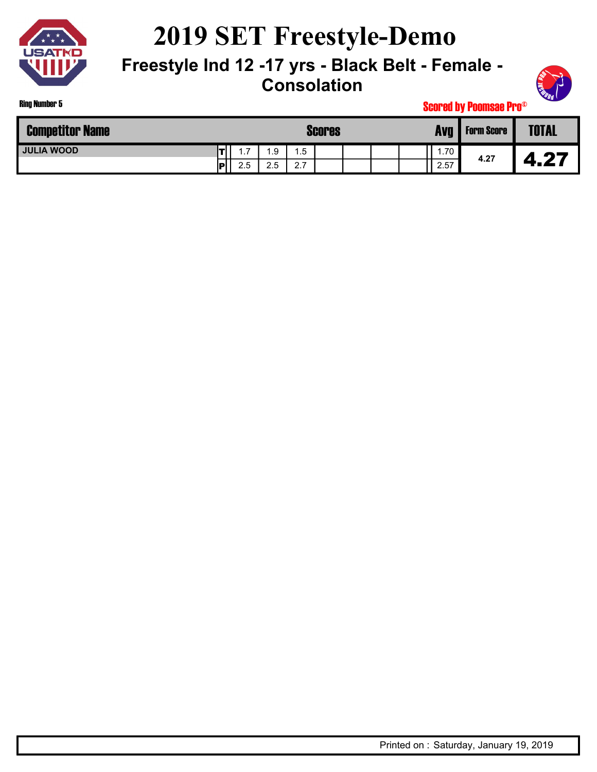# 2019 SET Freestyle-Demo

## Freestyle Ind 12 -17 yrs - Black Belt - Female - Consolation

Ring Number 5

Scored by Poomsae Pro©

| Competitor Name | | Scores | | | | | | | Avg | Form Score | TOTAL |
|---|---|---|---|---|---|---|---|---|---|---|---|
| JULIA WOOD | T | 1.7 | 1.9 | 1.5 | | | | | 1.70 | 4.27 | 4.27 |
| | P | 2.5 | 2.5 | 2.7 | | | | | 2.57 | | |

Printed on : Saturday, January 19, 2019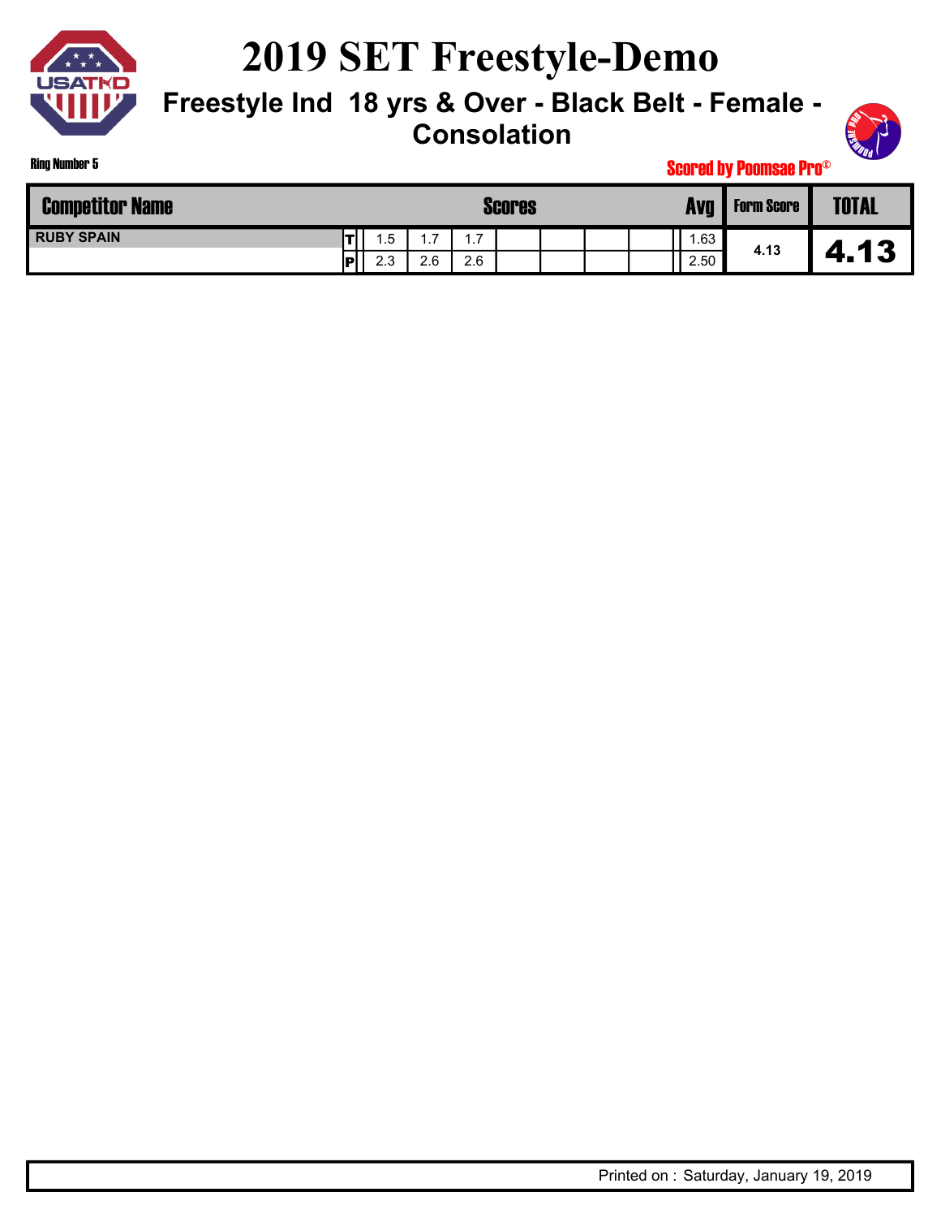# 2019 SET Freestyle-Demo

## Freestyle Ind 18 yrs & Over - Black Belt - Female - Consolation

Ring Number 5

Scored by Poomsae Pro©

| Competitor Name | | Scores | | | | | | | Avg | Form Score | TOTAL |
|---|---|---|---|---|---|---|---|---|---|---|---|
| RUBY SPAIN | T | 1.5 | 1.7 | 1.7 | | | | | 1.63 | 4.13 | 4.13 |
| | P | 2.3 | 2.6 | 2.6 | | | | | 2.50 | | |

Printed on : Saturday, January 19, 2019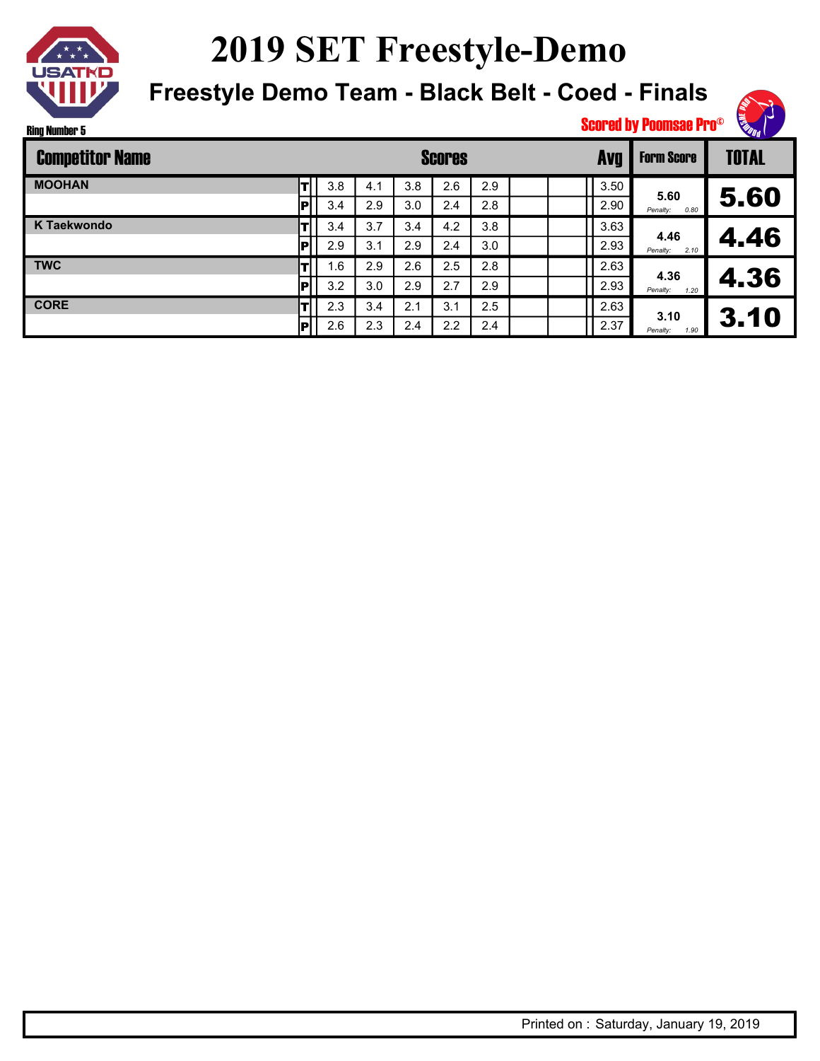# 2019 SET Freestyle-Demo

## Freestyle Demo Team - Black Belt - Coed - Finals

Ring Number 5

Scored by Poomsae Pro©

| Competitor Name | | | | | | | | | Avg | Form Score | TOTAL |
|---|---|---|---|---|---|---|---|---|---|---|---|
| MOOHAN | T | 3.8 | 4.1 | 3.8 | 2.6 | 2.9 | | | 3.50 | 5.60 | 5.60 |
| | P | 3.4 | 2.9 | 3.0 | 2.4 | 2.8 | | | 2.90 | Penalty: 0.80 | |
| K Taekwondo | T | 3.4 | 3.7 | 3.4 | 4.2 | 3.8 | | | 3.63 | 4.46 | 4.46 |
| | P | 2.9 | 3.1 | 2.9 | 2.4 | 3.0 | | | 2.93 | Penalty: 2.10 | |
| TWC | T | 1.6 | 2.9 | 2.6 | 2.5 | 2.8 | | | 2.63 | 4.36 | 4.36 |
| | P | 3.2 | 3.0 | 2.9 | 2.7 | 2.9 | | | 2.93 | Penalty: 1.20 | |
| CORE | T | 2.3 | 3.4 | 2.1 | 3.1 | 2.5 | | | 2.63 | 3.10 | 3.10 |
| | P | 2.6 | 2.3 | 2.4 | 2.2 | 2.4 | | | 2.37 | Penalty: 1.90 | |

Printed on : Saturday, January 19, 2019